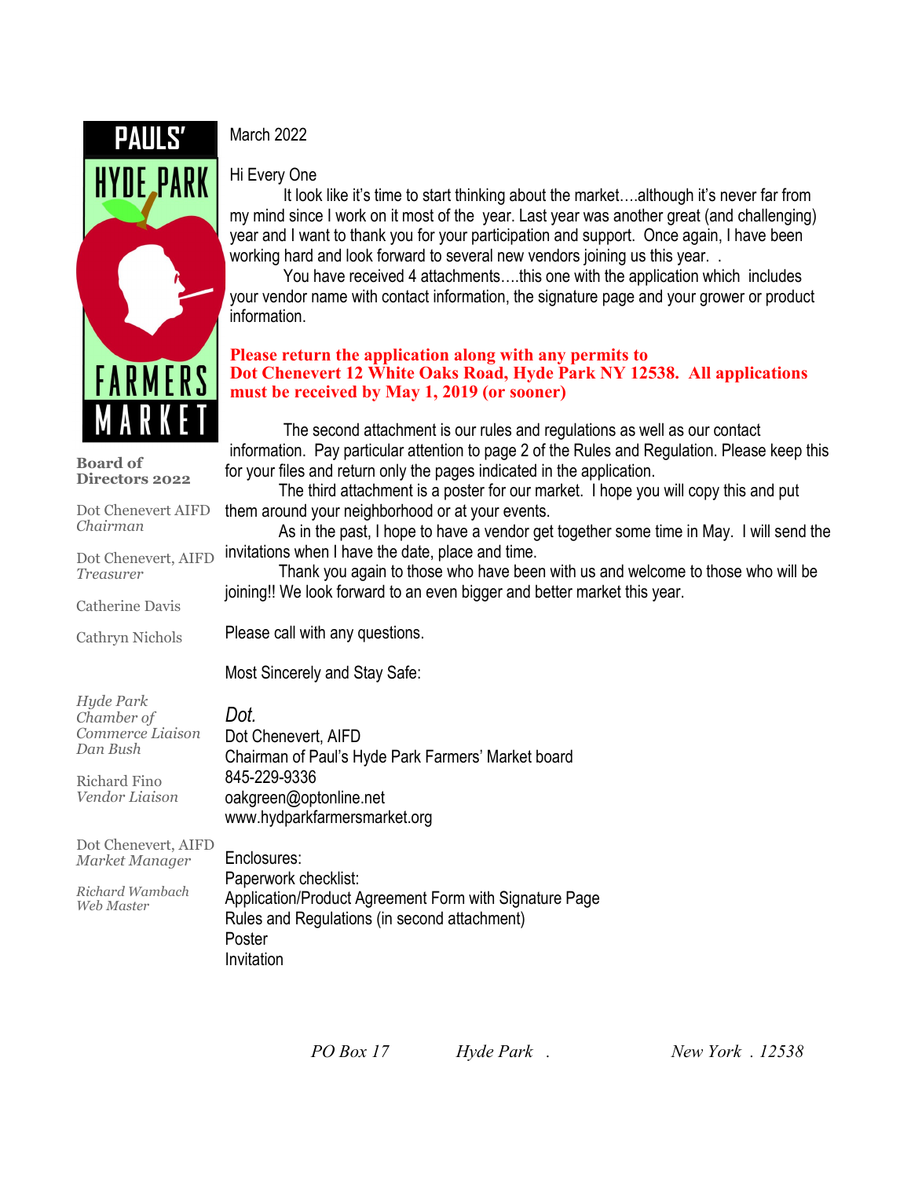# PAULS' HYDE PARK FARMERS MARKET

**Board of Directors 2022**

Dot Chenevert AIFD
*Chairman*

Dot Chenevert, AIFD
*Treasurer*

Catherine Davis

Cathryn Nichols

*Hyde Park Chamber of Commerce Liaison Dan Bush*

Richard Fino
*Vendor Liaison*

Dot Chenevert, AIFD
*Market Manager*

*Richard Wambach Web Master*

March 2022

Hi Every One

It look like it's time to start thinking about the market….although it's never far from my mind since I work on it most of the year. Last year was another great (and challenging) year and I want to thank you for your participation and support. Once again, I have been working hard and look forward to several new vendors joining us this year. .

You have received 4 attachments….this one with the application which includes your vendor name with contact information, the signature page and your grower or product information.

**Please return the application along with any permits to Dot Chenevert 12 White Oaks Road, Hyde Park NY 12538. All applications must be received by May 1, 2019 (or sooner)**

The second attachment is our rules and regulations as well as our contact information. Pay particular attention to page 2 of the Rules and Regulation. Please keep this for your files and return only the pages indicated in the application.

The third attachment is a poster for our market. I hope you will copy this and put them around your neighborhood or at your events.

As in the past, I hope to have a vendor get together some time in May. I will send the invitations when I have the date, place and time.

Thank you again to those who have been with us and welcome to those who will be joining!! We look forward to an even bigger and better market this year.

Please call with any questions.

Most Sincerely and Stay Safe:

*Dot.*
Dot Chenevert, AIFD
Chairman of Paul's Hyde Park Farmers' Market board
845-229-9336
oakgreen@optonline.net
www.hydparkfarmersmarket.org

Enclosures:
Paperwork checklist:
Application/Product Agreement Form with Signature Page
Rules and Regulations (in second attachment)
Poster
Invitation

*PO Box 17 Hyde Park . New York . 12538*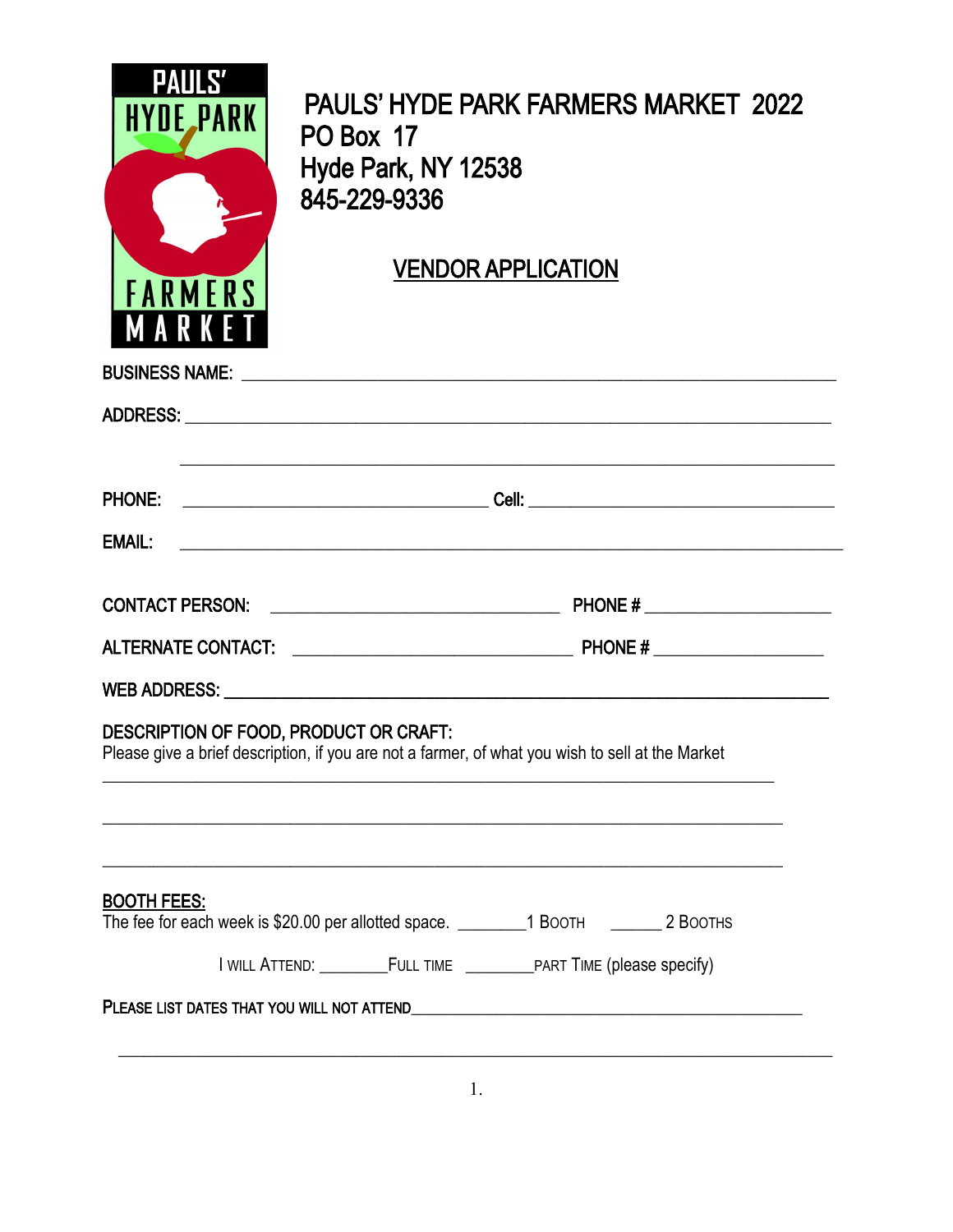PAULS' HYDE PARK FARMERS MARKET

# PAULS' HYDE PARK FARMERS MARKET 2022

PO Box 17
Hyde Park, NY 12538
845-229-9336

## VENDOR APPLICATION

BUSINESS NAME: ______________________________________________________________

ADDRESS: ____________________________________________________________________

____________________________________________________________________________

PHONE: ______________________________ Cell: ______________________________

EMAIL: ______________________________________________________________________

CONTACT PERSON: ____________________________ PHONE # ____________________

ALTERNATE CONTACT: __________________________ PHONE # ____________________

WEB ADDRESS: ________________________________________________________________

DESCRIPTION OF FOOD, PRODUCT OR CRAFT:
Please give a brief description, if you are not a farmer, of what you wish to sell at the Market

____________________________________________________________________________

____________________________________________________________________________

____________________________________________________________________________

**BOOTH FEES:**
The fee for each week is $20.00 per allotted space. ________1 BOOTH ______ 2 BOOTHS

I WILL ATTEND: ________FULL TIME ________PART TIME (please specify)

PLEASE LIST DATES THAT YOU WILL NOT ATTEND_____________________________________________

____________________________________________________________________________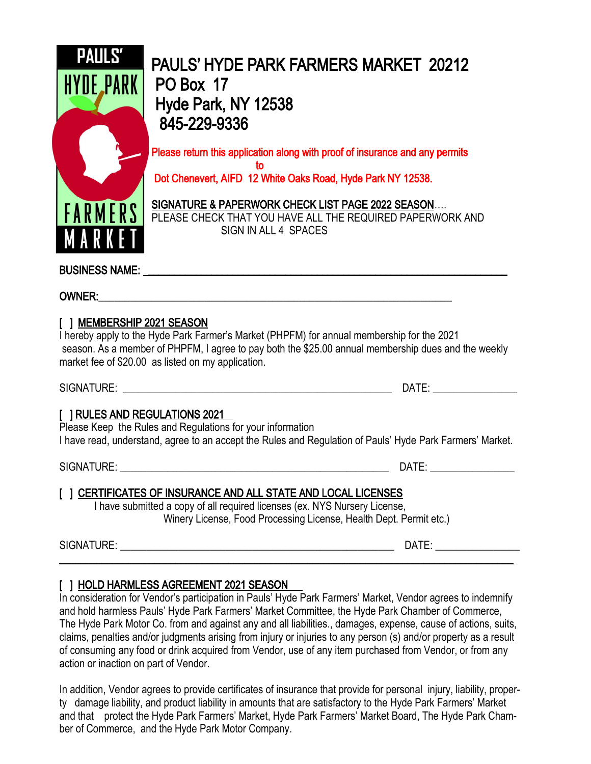# PAULS' HYDE PARK FARMERS MARKET 20212

PO Box 17
Hyde Park, NY 12538
845-229-9336

Please return this application along with proof of insurance and any permits to
Dot Chenevert, AIFD 12 White Oaks Road, Hyde Park NY 12538.

SIGNATURE & PAPERWORK CHECK LIST PAGE 2022 SEASON....
PLEASE CHECK THAT YOU HAVE ALL THE REQUIRED PAPERWORK AND SIGN IN ALL 4 SPACES

BUSINESS NAME: ___________________________________________

OWNER: ___________________________________________

## [ ] MEMBERSHIP 2021 SEASON

I hereby apply to the Hyde Park Farmer's Market (PHPFM) for annual membership for the 2021 season. As a member of PHPFM, I agree to pay both the $25.00 annual membership dues and the weekly market fee of $20.00 as listed on my application.

SIGNATURE: ___________________________________ DATE: _______________

## [ ] RULES AND REGULATIONS 2021

Please Keep the Rules and Regulations for your information
I have read, understand, agree to an accept the Rules and Regulation of Pauls' Hyde Park Farmers' Market.

SIGNATURE: ___________________________________ DATE: _______________

## [ ] CERTIFICATES OF INSURANCE AND ALL STATE AND LOCAL LICENSES

I have submitted a copy of all required licenses (ex. NYS Nursery License, Winery License, Food Processing License, Health Dept. Permit etc.)

SIGNATURE: ___________________________________ DATE: _______________

## [ ] HOLD HARMLESS AGREEMENT 2021 SEASON

In consideration for Vendor's participation in Pauls' Hyde Park Farmers' Market, Vendor agrees to indemnify and hold harmless Pauls' Hyde Park Farmers' Market Committee, the Hyde Park Chamber of Commerce, The Hyde Park Motor Co. from and against any and all liabilities., damages, expense, cause of actions, suits, claims, penalties and/or judgments arising from injury or injuries to any person (s) and/or property as a result of consuming any food or drink acquired from Vendor, use of any item purchased from Vendor, or from any action or inaction on part of Vendor.

In addition, Vendor agrees to provide certificates of insurance that provide for personal injury, liability, property damage liability, and product liability in amounts that are satisfactory to the Hyde Park Farmers' Market and that protect the Hyde Park Farmers' Market, Hyde Park Farmers' Market Board, The Hyde Park Chamber of Commerce, and the Hyde Park Motor Company.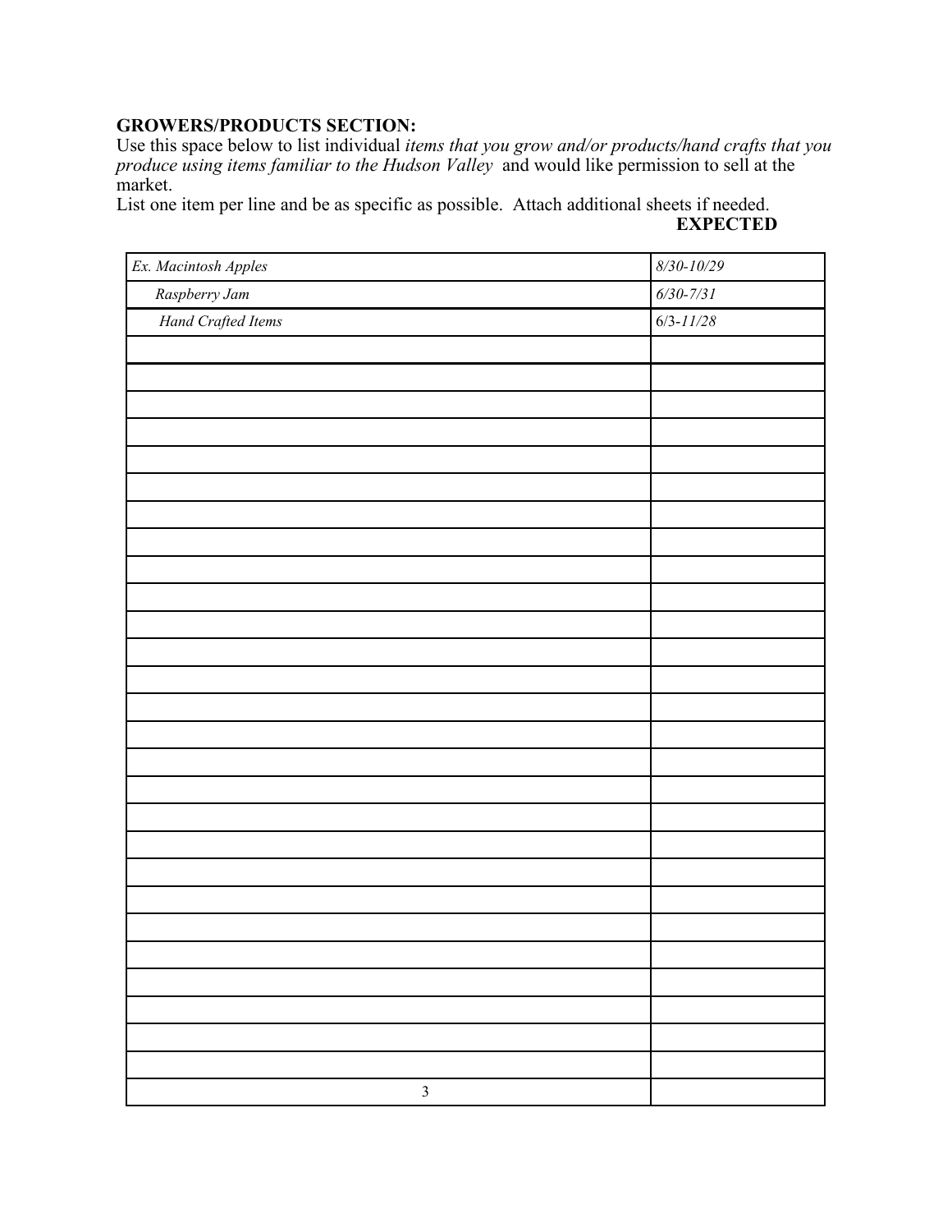**GROWERS/PRODUCTS SECTION:**

Use this space below to list individual *items that you grow and/or products/hand crafts that you produce using items familiar to the Hudson Valley* and would like permission to sell at the market.

List one item per line and be as specific as possible. Attach additional sheets if needed.

**EXPECTED**

| | |
|---|---|
| *Ex. Macintosh Apples* | *8/30-10/29* |
| *Raspberry Jam* | *6/30-7/31* |
| *Hand Crafted Items* | 6/3-*11/28* |
| | |
| | |
| | |
| | |
| | |
| | |
| | |
| | |
| | |
| | |
| | |
| | |
| | |
| | |
| | |
| | |
| | |
| | |
| | |
| | |
| | |
| | |
| | |
| | |
| | |
| | |
| | |
| | |